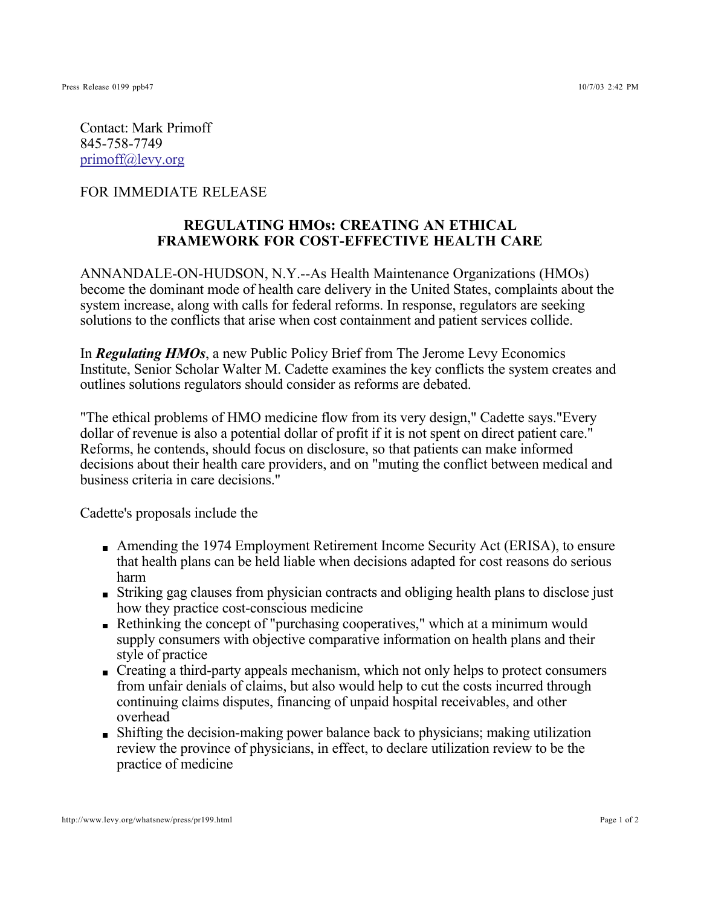Contact: Mark Primoff
845-758-7749
primoff@levy.org

FOR IMMEDIATE RELEASE

## REGULATING HMOs: CREATING AN ETHICAL FRAMEWORK FOR COST-EFFECTIVE HEALTH CARE

ANNANDALE-ON-HUDSON, N.Y.--As Health Maintenance Organizations (HMOs) become the dominant mode of health care delivery in the United States, complaints about the system increase, along with calls for federal reforms. In response, regulators are seeking solutions to the conflicts that arise when cost containment and patient services collide.

In ***Regulating HMOs***, a new Public Policy Brief from The Jerome Levy Economics Institute, Senior Scholar Walter M. Cadette examines the key conflicts the system creates and outlines solutions regulators should consider as reforms are debated.

"The ethical problems of HMO medicine flow from its very design," Cadette says."Every dollar of revenue is also a potential dollar of profit if it is not spent on direct patient care." Reforms, he contends, should focus on disclosure, so that patients can make informed decisions about their health care providers, and on "muting the conflict between medical and business criteria in care decisions."

Cadette's proposals include the

- Amending the 1974 Employment Retirement Income Security Act (ERISA), to ensure that health plans can be held liable when decisions adapted for cost reasons do serious harm
- Striking gag clauses from physician contracts and obliging health plans to disclose just how they practice cost-conscious medicine
- Rethinking the concept of "purchasing cooperatives," which at a minimum would supply consumers with objective comparative information on health plans and their style of practice
- Creating a third-party appeals mechanism, which not only helps to protect consumers from unfair denials of claims, but also would help to cut the costs incurred through continuing claims disputes, financing of unpaid hospital receivables, and other overhead
- Shifting the decision-making power balance back to physicians; making utilization review the province of physicians, in effect, to declare utilization review to be the practice of medicine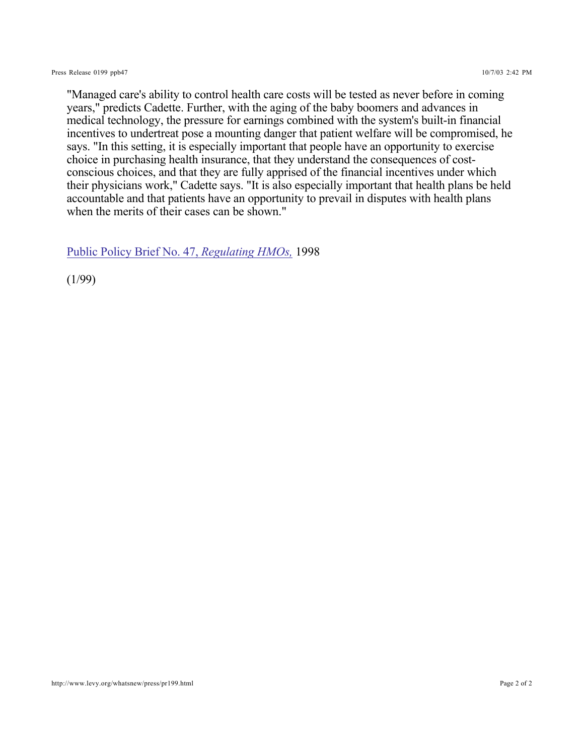"Managed care's ability to control health care costs will be tested as never before in coming years," predicts Cadette. Further, with the aging of the baby boomers and advances in medical technology, the pressure for earnings combined with the system's built-in financial incentives to undertreat pose a mounting danger that patient welfare will be compromised, he says. "In this setting, it is especially important that people have an opportunity to exercise choice in purchasing health insurance, that they understand the consequences of cost-conscious choices, and that they are fully apprised of the financial incentives under which their physicians work," Cadette says. "It is also especially important that health plans be held accountable and that patients have an opportunity to prevail in disputes with health plans when the merits of their cases can be shown."

Public Policy Brief No. 47, *Regulating HMOs,* 1998

(1/99)